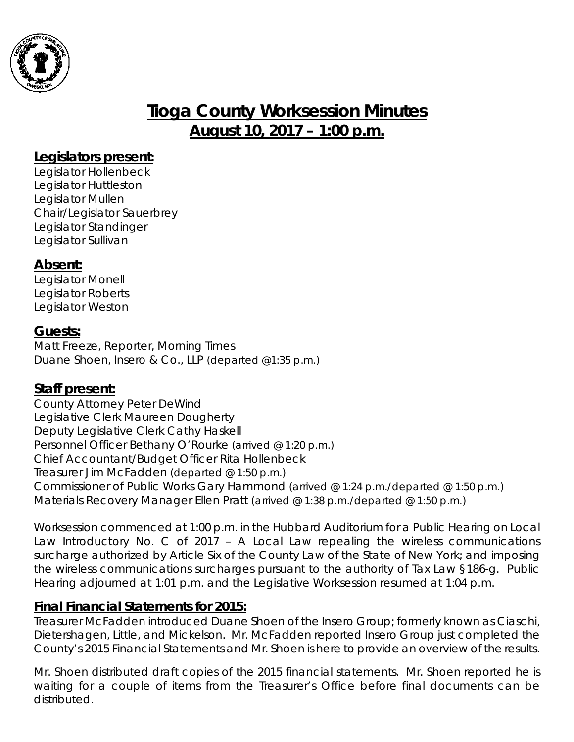# Tioga County Worksession Minutes
## August 10, 2017 – 1:00 p.m.

### Legislators present:
Legislator Hollenbeck
Legislator Huttleston
Legislator Mullen
Chair/Legislator Sauerbrey
Legislator Standinger
Legislator Sullivan

### Absent:
Legislator Monell
Legislator Roberts
Legislator Weston

### Guests:
Matt Freeze, Reporter, Morning Times
Duane Shoen, Insero & Co., LLP (departed @1:35 p.m.)

### Staff present:
County Attorney Peter DeWind
Legislative Clerk Maureen Dougherty
Deputy Legislative Clerk Cathy Haskell
Personnel Officer Bethany O'Rourke (arrived @ 1:20 p.m.)
Chief Accountant/Budget Officer Rita Hollenbeck
Treasurer Jim McFadden (departed @ 1:50 p.m.)
Commissioner of Public Works Gary Hammond (arrived @ 1:24 p.m./departed @ 1:50 p.m.)
Materials Recovery Manager Ellen Pratt (arrived @ 1:38 p.m./departed @ 1:50 p.m.)

Worksession commenced at 1:00 p.m. in the Hubbard Auditorium for a Public Hearing on Local Law Introductory No. C of 2017 – A Local Law repealing the wireless communications surcharge authorized by Article Six of the County Law of the State of New York; and imposing the wireless communications surcharges pursuant to the authority of Tax Law §186-g. Public Hearing adjourned at 1:01 p.m. and the Legislative Worksession resumed at 1:04 p.m.

### Final Financial Statements for 2015:
Treasurer McFadden introduced Duane Shoen of the Insero Group; formerly known as Ciaschi, Dietershagen, Little, and Mickelson. Mr. McFadden reported Insero Group just completed the County's 2015 Financial Statements and Mr. Shoen is here to provide an overview of the results.

Mr. Shoen distributed draft copies of the 2015 financial statements. Mr. Shoen reported he is waiting for a couple of items from the Treasurer's Office before final documents can be distributed.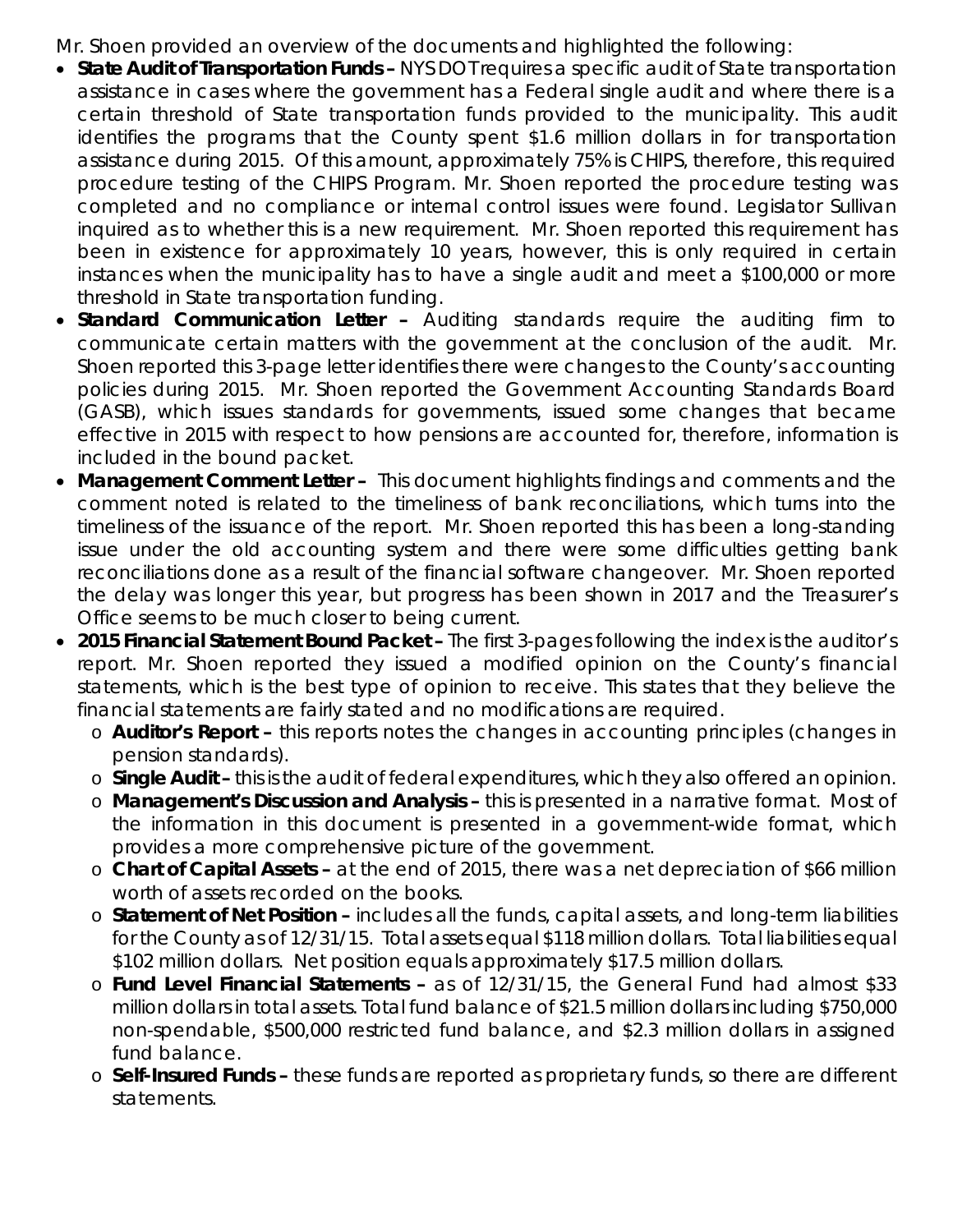Mr. Shoen provided an overview of the documents and highlighted the following:

- **State Audit of Transportation Funds –** NYS DOT requires a specific audit of State transportation assistance in cases where the government has a Federal single audit and where there is a certain threshold of State transportation funds provided to the municipality. This audit identifies the programs that the County spent $1.6 million dollars in for transportation assistance during 2015. Of this amount, approximately 75% is CHIPS, therefore, this required procedure testing of the CHIPS Program. Mr. Shoen reported the procedure testing was completed and no compliance or internal control issues were found. Legislator Sullivan inquired as to whether this is a new requirement. Mr. Shoen reported this requirement has been in existence for approximately 10 years, however, this is only required in certain instances when the municipality has to have a single audit and meet a $100,000 or more threshold in State transportation funding.
- **Standard Communication Letter –** Auditing standards require the auditing firm to communicate certain matters with the government at the conclusion of the audit. Mr. Shoen reported this 3-page letter identifies there were changes to the County's accounting policies during 2015. Mr. Shoen reported the Government Accounting Standards Board (GASB), which issues standards for governments, issued some changes that became effective in 2015 with respect to how pensions are accounted for, therefore, information is included in the bound packet.
- **Management Comment Letter –** This document highlights findings and comments and the comment noted is related to the timeliness of bank reconciliations, which turns into the timeliness of the issuance of the report. Mr. Shoen reported this has been a long-standing issue under the old accounting system and there were some difficulties getting bank reconciliations done as a result of the financial software changeover. Mr. Shoen reported the delay was longer this year, but progress has been shown in 2017 and the Treasurer's Office seems to be much closer to being current.
- **2015 Financial Statement Bound Packet –** The first 3-pages following the index is the auditor's report. Mr. Shoen reported they issued a modified opinion on the County's financial statements, which is the best type of opinion to receive. This states that they believe the financial statements are fairly stated and no modifications are required.
  - **Auditor's Report –** this reports notes the changes in accounting principles (changes in pension standards).
  - **Single Audit –** this is the audit of federal expenditures, which they also offered an opinion.
  - **Management's Discussion and Analysis –** this is presented in a narrative format. Most of the information in this document is presented in a government-wide format, which provides a more comprehensive picture of the government.
  - **Chart of Capital Assets –** at the end of 2015, there was a net depreciation of $66 million worth of assets recorded on the books.
  - **Statement of Net Position –** includes all the funds, capital assets, and long-term liabilities for the County as of 12/31/15. Total assets equal $118 million dollars. Total liabilities equal $102 million dollars. Net position equals approximately $17.5 million dollars.
  - **Fund Level Financial Statements –** as of 12/31/15, the General Fund had almost $33 million dollars in total assets. Total fund balance of $21.5 million dollars including $750,000 non-spendable, $500,000 restricted fund balance, and $2.3 million dollars in assigned fund balance.
  - **Self-Insured Funds –** these funds are reported as proprietary funds, so there are different statements.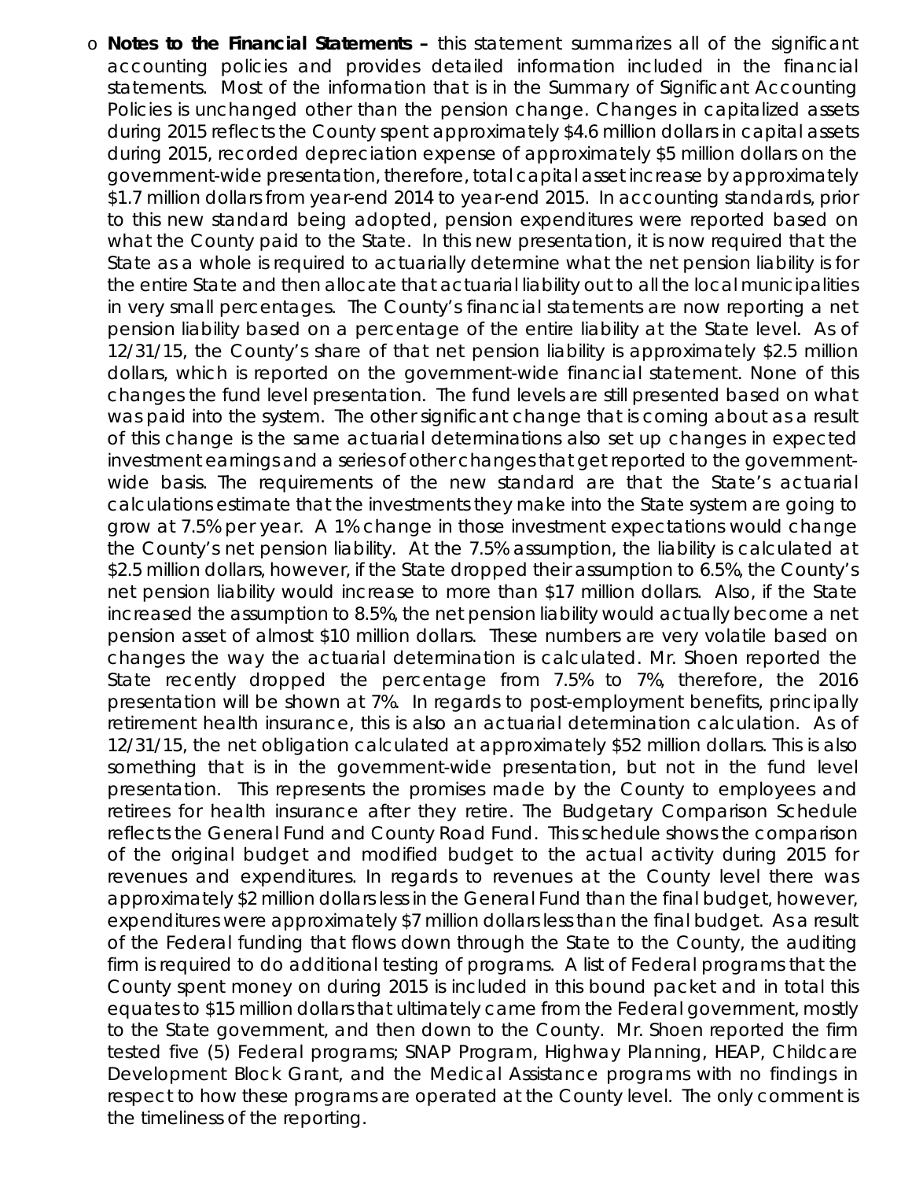- **Notes to the Financial Statements –** this statement summarizes all of the significant accounting policies and provides detailed information included in the financial statements. Most of the information that is in the Summary of Significant Accounting Policies is unchanged other than the pension change. Changes in capitalized assets during 2015 reflects the County spent approximately $4.6 million dollars in capital assets during 2015, recorded depreciation expense of approximately $5 million dollars on the government-wide presentation, therefore, total capital asset increase by approximately $1.7 million dollars from year-end 2014 to year-end 2015. In accounting standards, prior to this new standard being adopted, pension expenditures were reported based on what the County paid to the State. In this new presentation, it is now required that the State as a whole is required to actuarially determine what the net pension liability is for the entire State and then allocate that actuarial liability out to all the local municipalities in very small percentages. The County's financial statements are now reporting a net pension liability based on a percentage of the entire liability at the State level. As of 12/31/15, the County's share of that net pension liability is approximately $2.5 million dollars, which is reported on the government-wide financial statement. None of this changes the fund level presentation. The fund levels are still presented based on what was paid into the system. The other significant change that is coming about as a result of this change is the same actuarial determinations also set up changes in expected investment earnings and a series of other changes that get reported to the government-wide basis. The requirements of the new standard are that the State's actuarial calculations estimate that the investments they make into the State system are going to grow at 7.5% per year. A 1% change in those investment expectations would change the County's net pension liability. At the 7.5% assumption, the liability is calculated at $2.5 million dollars, however, if the State dropped their assumption to 6.5%, the County's net pension liability would increase to more than $17 million dollars. Also, if the State increased the assumption to 8.5%, the net pension liability would actually become a net pension asset of almost $10 million dollars. These numbers are very volatile based on changes the way the actuarial determination is calculated. Mr. Shoen reported the State recently dropped the percentage from 7.5% to 7%, therefore, the 2016 presentation will be shown at 7%. In regards to post-employment benefits, principally retirement health insurance, this is also an actuarial determination calculation. As of 12/31/15, the net obligation calculated at approximately $52 million dollars. This is also something that is in the government-wide presentation, but not in the fund level presentation. This represents the promises made by the County to employees and retirees for health insurance after they retire. The Budgetary Comparison Schedule reflects the General Fund and County Road Fund. This schedule shows the comparison of the original budget and modified budget to the actual activity during 2015 for revenues and expenditures. In regards to revenues at the County level there was approximately $2 million dollars less in the General Fund than the final budget, however, expenditures were approximately $7 million dollars less than the final budget. As a result of the Federal funding that flows down through the State to the County, the auditing firm is required to do additional testing of programs. A list of Federal programs that the County spent money on during 2015 is included in this bound packet and in total this equates to $15 million dollars that ultimately came from the Federal government, mostly to the State government, and then down to the County. Mr. Shoen reported the firm tested five (5) Federal programs; SNAP Program, Highway Planning, HEAP, Childcare Development Block Grant, and the Medical Assistance programs with no findings in respect to how these programs are operated at the County level. The only comment is the timeliness of the reporting.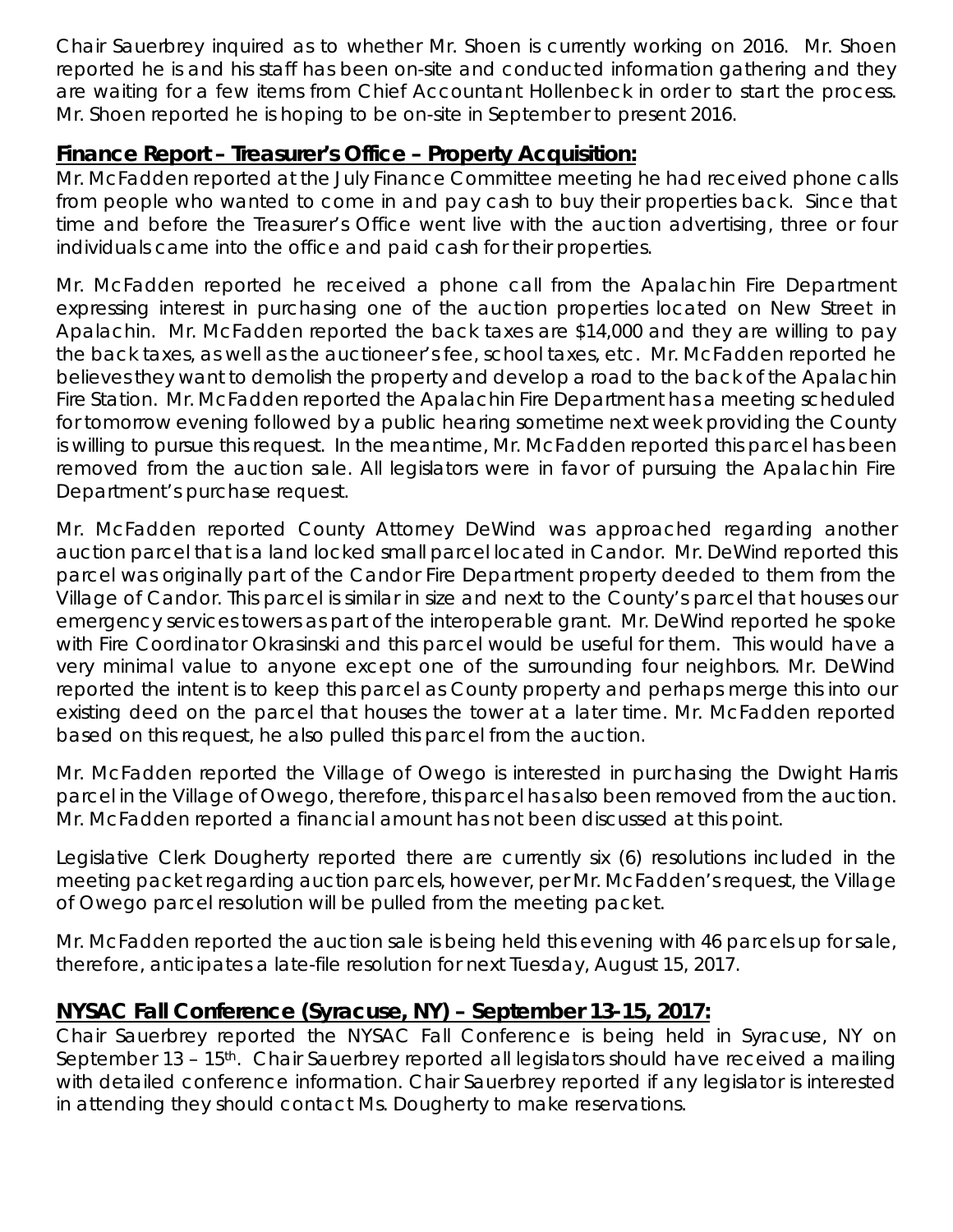Chair Sauerbrey inquired as to whether Mr. Shoen is currently working on 2016. Mr. Shoen reported he is and his staff has been on-site and conducted information gathering and they are waiting for a few items from Chief Accountant Hollenbeck in order to start the process. Mr. Shoen reported he is hoping to be on-site in September to present 2016.

## Finance Report – Treasurer's Office – Property Acquisition:

Mr. McFadden reported at the July Finance Committee meeting he had received phone calls from people who wanted to come in and pay cash to buy their properties back. Since that time and before the Treasurer's Office went live with the auction advertising, three or four individuals came into the office and paid cash for their properties.

Mr. McFadden reported he received a phone call from the Apalachin Fire Department expressing interest in purchasing one of the auction properties located on New Street in Apalachin. Mr. McFadden reported the back taxes are $14,000 and they are willing to pay the back taxes, as well as the auctioneer's fee, school taxes, etc. Mr. McFadden reported he believes they want to demolish the property and develop a road to the back of the Apalachin Fire Station. Mr. McFadden reported the Apalachin Fire Department has a meeting scheduled for tomorrow evening followed by a public hearing sometime next week providing the County is willing to pursue this request. In the meantime, Mr. McFadden reported this parcel has been removed from the auction sale. All legislators were in favor of pursuing the Apalachin Fire Department's purchase request.

Mr. McFadden reported County Attorney DeWind was approached regarding another auction parcel that is a land locked small parcel located in Candor. Mr. DeWind reported this parcel was originally part of the Candor Fire Department property deeded to them from the Village of Candor. This parcel is similar in size and next to the County's parcel that houses our emergency services towers as part of the interoperable grant. Mr. DeWind reported he spoke with Fire Coordinator Okrasinski and this parcel would be useful for them. This would have a very minimal value to anyone except one of the surrounding four neighbors. Mr. DeWind reported the intent is to keep this parcel as County property and perhaps merge this into our existing deed on the parcel that houses the tower at a later time. Mr. McFadden reported based on this request, he also pulled this parcel from the auction.

Mr. McFadden reported the Village of Owego is interested in purchasing the Dwight Harris parcel in the Village of Owego, therefore, this parcel has also been removed from the auction. Mr. McFadden reported a financial amount has not been discussed at this point.

Legislative Clerk Dougherty reported there are currently six (6) resolutions included in the meeting packet regarding auction parcels, however, per Mr. McFadden's request, the Village of Owego parcel resolution will be pulled from the meeting packet.

Mr. McFadden reported the auction sale is being held this evening with 46 parcels up for sale, therefore, anticipates a late-file resolution for next Tuesday, August 15, 2017.

## NYSAC Fall Conference (Syracuse, NY) – September 13-15, 2017:

Chair Sauerbrey reported the NYSAC Fall Conference is being held in Syracuse, NY on September 13 – 15th. Chair Sauerbrey reported all legislators should have received a mailing with detailed conference information. Chair Sauerbrey reported if any legislator is interested in attending they should contact Ms. Dougherty to make reservations.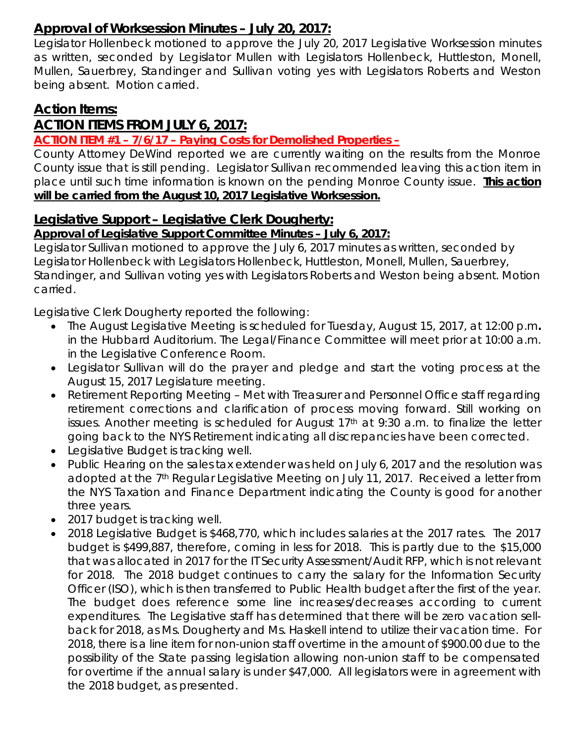## **Approval of Worksession Minutes – July 20, 2017:**

Legislator Hollenbeck motioned to approve the July 20, 2017 Legislative Worksession minutes as written, seconded by Legislator Mullen with Legislators Hollenbeck, Huttleston, Monell, Mullen, Sauerbrey, Standinger and Sullivan voting yes with Legislators Roberts and Weston being absent. Motion carried.

## **Action Items:**

## **ACTION ITEMS FROM JULY 6, 2017:**

**ACTION ITEM #1 – 7/6/17 – Paying Costs for Demolished Properties –**

County Attorney DeWind reported we are currently waiting on the results from the Monroe County issue that is still pending. Legislator Sullivan recommended leaving this action item in place until such time information is known on the pending Monroe County issue. **This action will be carried from the August 10, 2017 Legislative Worksession.**

## **Legislative Support – Legislative Clerk Dougherty:**

**Approval of Legislative Support Committee Minutes – July 6, 2017:**

Legislator Sullivan motioned to approve the July 6, 2017 minutes as written, seconded by Legislator Hollenbeck with Legislators Hollenbeck, Huttleston, Monell, Mullen, Sauerbrey, Standinger, and Sullivan voting yes with Legislators Roberts and Weston being absent. Motion carried.

Legislative Clerk Dougherty reported the following:

- The August Legislative Meeting is scheduled for Tuesday, August 15, 2017, at 12:00 p.m**.** in the Hubbard Auditorium. The Legal/Finance Committee will meet prior at 10:00 a.m. in the Legislative Conference Room.
- Legislator Sullivan will do the prayer and pledge and start the voting process at the August 15, 2017 Legislature meeting.
- Retirement Reporting Meeting – Met with Treasurer and Personnel Office staff regarding retirement corrections and clarification of process moving forward. Still working on issues. Another meeting is scheduled for August 17th at 9:30 a.m. to finalize the letter going back to the NYS Retirement indicating all discrepancies have been corrected.
- Legislative Budget is tracking well.
- Public Hearing on the sales tax extender was held on July 6, 2017 and the resolution was adopted at the 7th Regular Legislative Meeting on July 11, 2017. Received a letter from the NYS Taxation and Finance Department indicating the County is good for another three years.
- 2017 budget is tracking well.
- 2018 Legislative Budget is $468,770, which includes salaries at the 2017 rates. The 2017 budget is $499,887, therefore, coming in less for 2018. This is partly due to the $15,000 that was allocated in 2017 for the IT Security Assessment/Audit RFP, which is not relevant for 2018. The 2018 budget continues to carry the salary for the Information Security Officer (ISO), which is then transferred to Public Health budget after the first of the year. The budget does reference some line increases/decreases according to current expenditures. The Legislative staff has determined that there will be zero vacation sell-back for 2018, as Ms. Dougherty and Ms. Haskell intend to utilize their vacation time. For 2018, there is a line item for non-union staff overtime in the amount of $900.00 due to the possibility of the State passing legislation allowing non-union staff to be compensated for overtime if the annual salary is under $47,000. All legislators were in agreement with the 2018 budget, as presented.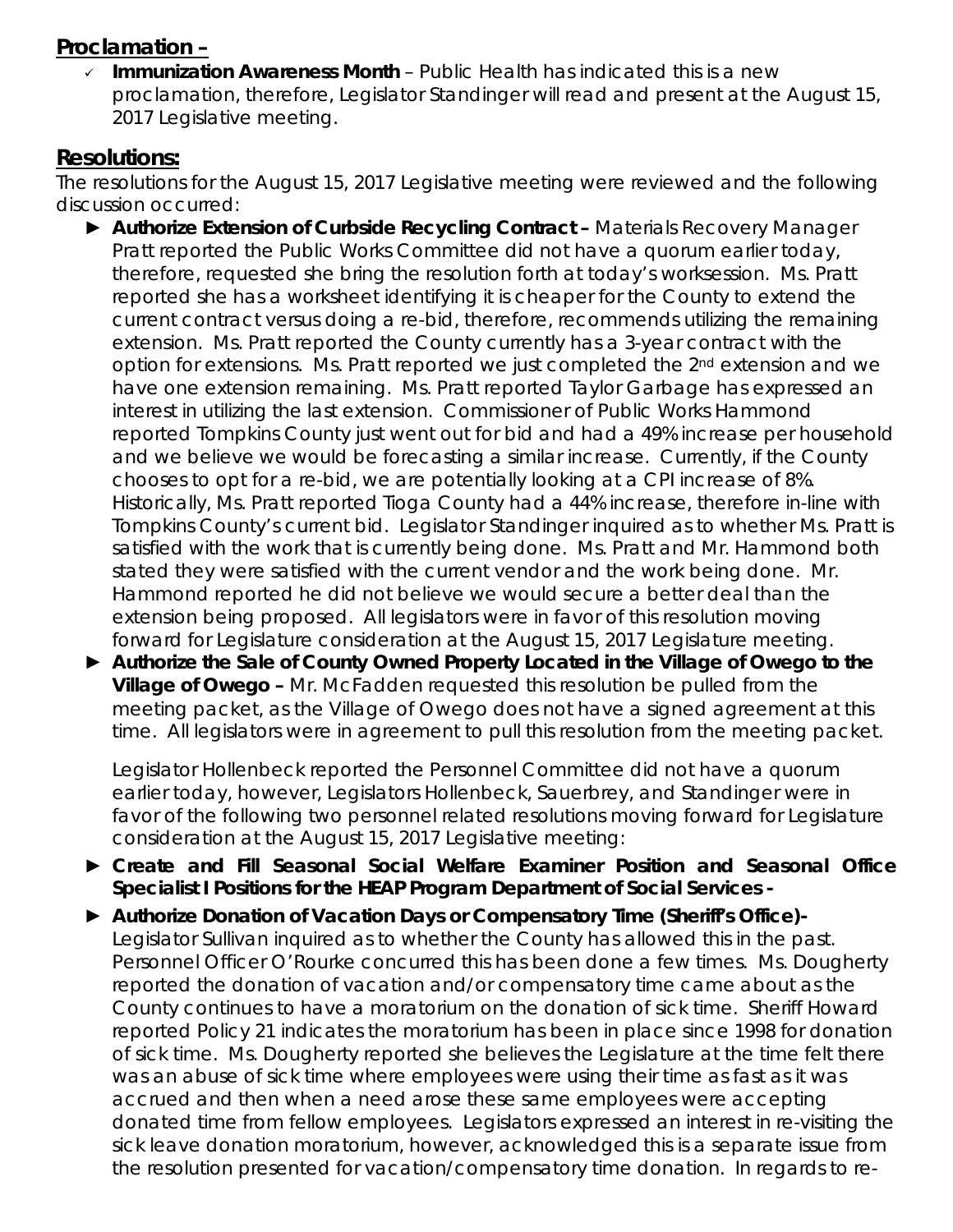## Proclamation –

- ✓ **Immunization Awareness Month** – Public Health has indicated this is a new proclamation, therefore, Legislator Standinger will read and present at the August 15, 2017 Legislative meeting.

## Resolutions:

The resolutions for the August 15, 2017 Legislative meeting were reviewed and the following discussion occurred:

- ► **Authorize Extension of Curbside Recycling Contract –** Materials Recovery Manager Pratt reported the Public Works Committee did not have a quorum earlier today, therefore, requested she bring the resolution forth at today's worksession. Ms. Pratt reported she has a worksheet identifying it is cheaper for the County to extend the current contract versus doing a re-bid, therefore, recommends utilizing the remaining extension. Ms. Pratt reported the County currently has a 3-year contract with the option for extensions. Ms. Pratt reported we just completed the 2nd extension and we have one extension remaining. Ms. Pratt reported Taylor Garbage has expressed an interest in utilizing the last extension. Commissioner of Public Works Hammond reported Tompkins County just went out for bid and had a 49% increase per household and we believe we would be forecasting a similar increase. Currently, if the County chooses to opt for a re-bid, we are potentially looking at a CPI increase of 8%. Historically, Ms. Pratt reported Tioga County had a 44% increase, therefore in-line with Tompkins County's current bid. Legislator Standinger inquired as to whether Ms. Pratt is satisfied with the work that is currently being done. Ms. Pratt and Mr. Hammond both stated they were satisfied with the current vendor and the work being done. Mr. Hammond reported he did not believe we would secure a better deal than the extension being proposed. All legislators were in favor of this resolution moving forward for Legislature consideration at the August 15, 2017 Legislature meeting.
- ► **Authorize the Sale of County Owned Property Located in the Village of Owego to the Village of Owego –** Mr. McFadden requested this resolution be pulled from the meeting packet, as the Village of Owego does not have a signed agreement at this time. All legislators were in agreement to pull this resolution from the meeting packet.

  Legislator Hollenbeck reported the Personnel Committee did not have a quorum earlier today, however, Legislators Hollenbeck, Sauerbrey, and Standinger were in favor of the following two personnel related resolutions moving forward for Legislature consideration at the August 15, 2017 Legislative meeting:

- ► **Create and Fill Seasonal Social Welfare Examiner Position and Seasonal Office Specialist I Positions for the HEAP Program Department of Social Services -**
- ► **Authorize Donation of Vacation Days or Compensatory Time (Sheriff's Office)-** Legislator Sullivan inquired as to whether the County has allowed this in the past. Personnel Officer O'Rourke concurred this has been done a few times. Ms. Dougherty reported the donation of vacation and/or compensatory time came about as the County continues to have a moratorium on the donation of sick time. Sheriff Howard reported Policy 21 indicates the moratorium has been in place since 1998 for donation of sick time. Ms. Dougherty reported she believes the Legislature at the time felt there was an abuse of sick time where employees were using their time as fast as it was accrued and then when a need arose these same employees were accepting donated time from fellow employees. Legislators expressed an interest in re-visiting the sick leave donation moratorium, however, acknowledged this is a separate issue from the resolution presented for vacation/compensatory time donation. In regards to re-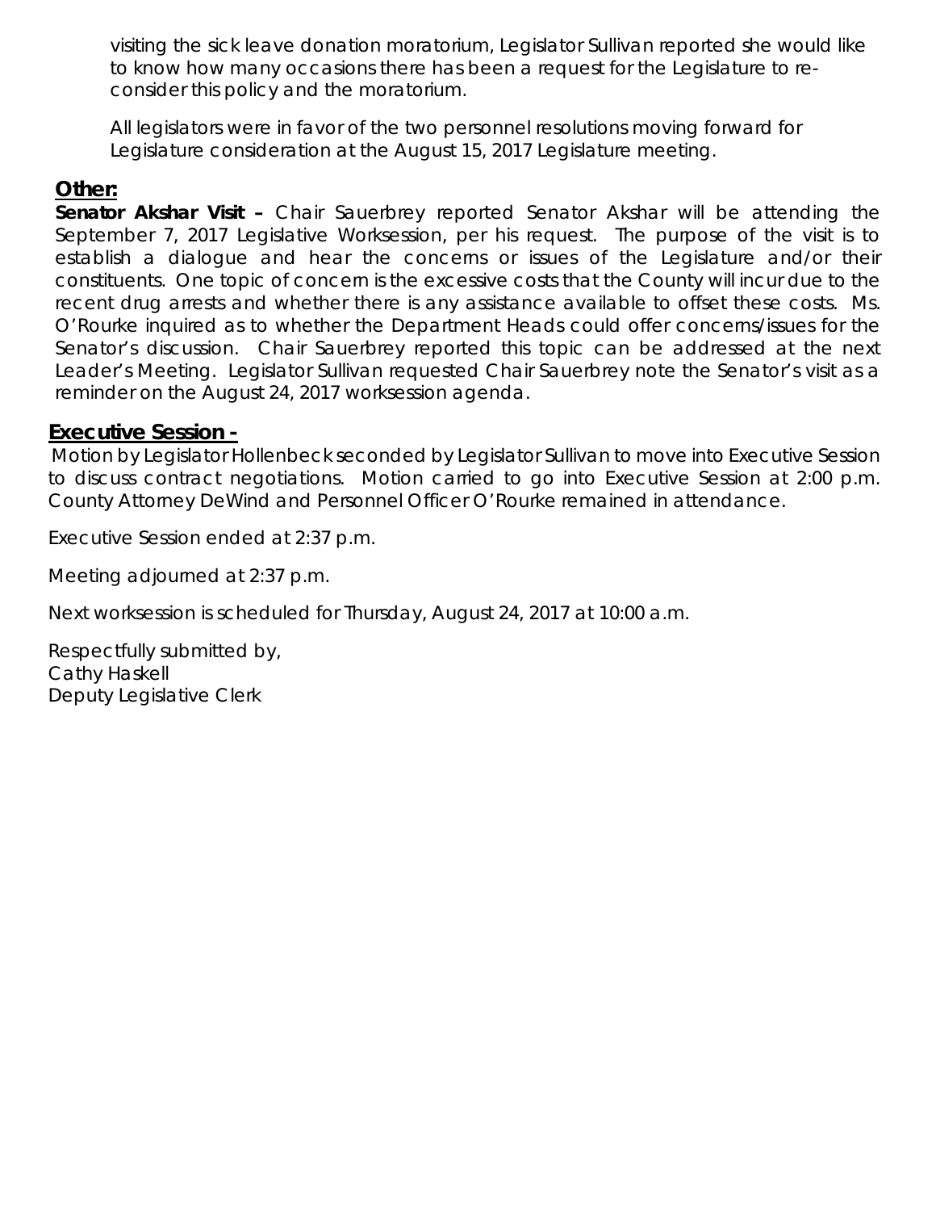visiting the sick leave donation moratorium, Legislator Sullivan reported she would like to know how many occasions there has been a request for the Legislature to re-consider this policy and the moratorium.

All legislators were in favor of the two personnel resolutions moving forward for Legislature consideration at the August 15, 2017 Legislature meeting.

## Other:

**Senator Akshar Visit –** Chair Sauerbrey reported Senator Akshar will be attending the September 7, 2017 Legislative Worksession, per his request. The purpose of the visit is to establish a dialogue and hear the concerns or issues of the Legislature and/or their constituents. One topic of concern is the excessive costs that the County will incur due to the recent drug arrests and whether there is any assistance available to offset these costs. Ms. O'Rourke inquired as to whether the Department Heads could offer concerns/issues for the Senator's discussion. Chair Sauerbrey reported this topic can be addressed at the next Leader's Meeting. Legislator Sullivan requested Chair Sauerbrey note the Senator's visit as a reminder on the August 24, 2017 worksession agenda.

## Executive Session -

Motion by Legislator Hollenbeck seconded by Legislator Sullivan to move into Executive Session to discuss contract negotiations. Motion carried to go into Executive Session at 2:00 p.m. County Attorney DeWind and Personnel Officer O'Rourke remained in attendance.

Executive Session ended at 2:37 p.m.

Meeting adjourned at 2:37 p.m.

Next worksession is scheduled for Thursday, August 24, 2017 at 10:00 a.m.

Respectfully submitted by,
Cathy Haskell
Deputy Legislative Clerk